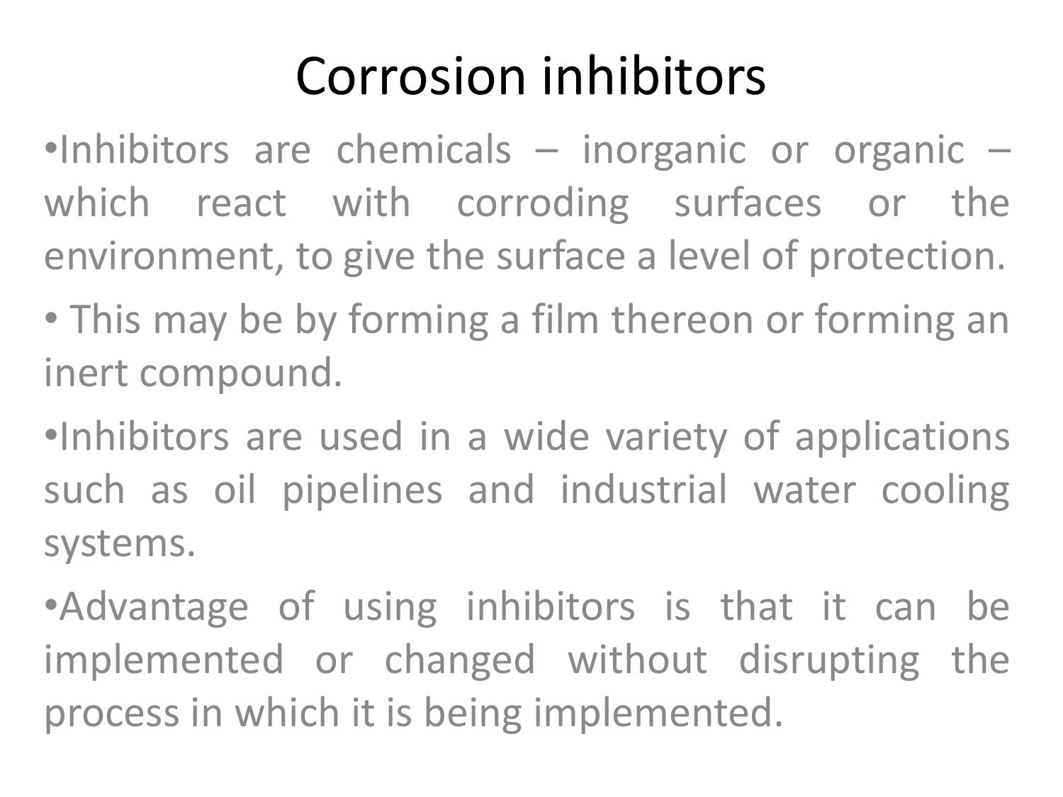# Corrosion inhibitors

- Inhibitors are chemicals – inorganic or organic – which react with corroding surfaces or the environment, to give the surface a level of protection.
- This may be by forming a film thereon or forming an inert compound.
- Inhibitors are used in a wide variety of applications such as oil pipelines and industrial water cooling systems.
- Advantage of using inhibitors is that it can be implemented or changed without disrupting the process in which it is being implemented.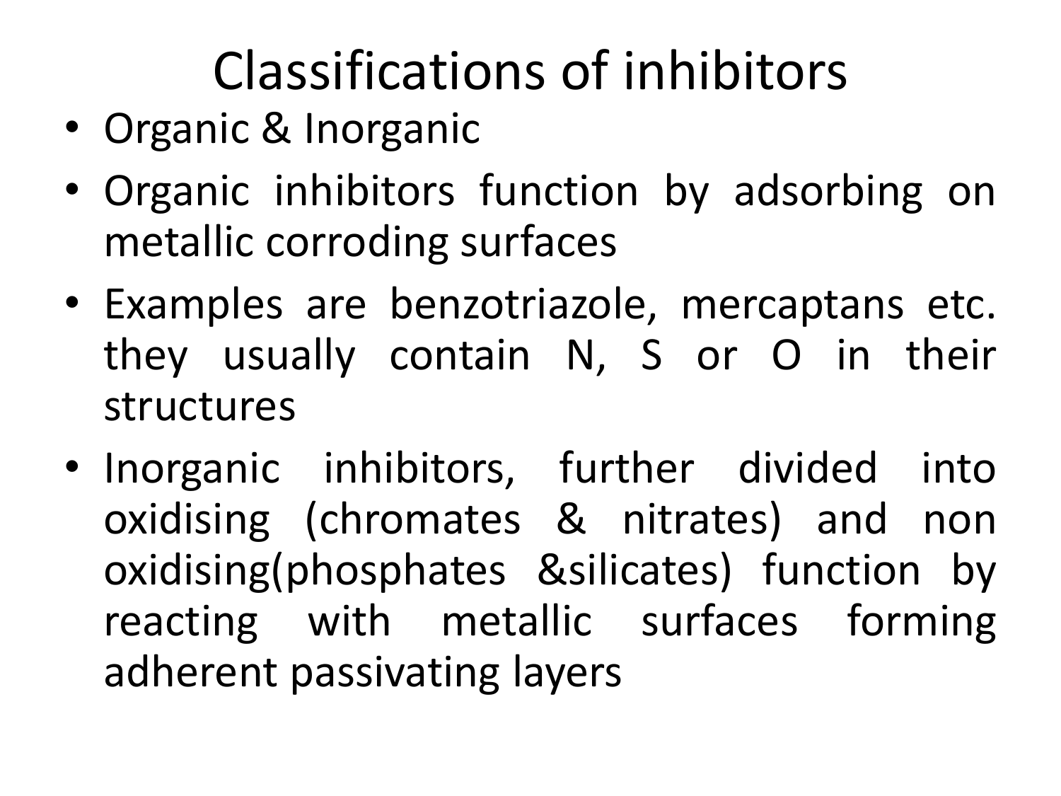# Classifications of inhibitors

- Organic & Inorganic
- Organic inhibitors function by adsorbing on metallic corroding surfaces
- Examples are benzotriazole, mercaptans etc. they usually contain N, S or O in their structures
- Inorganic inhibitors, further divided into oxidising (chromates & nitrates) and non oxidising(phosphates &silicates) function by reacting with metallic surfaces forming adherent passivating layers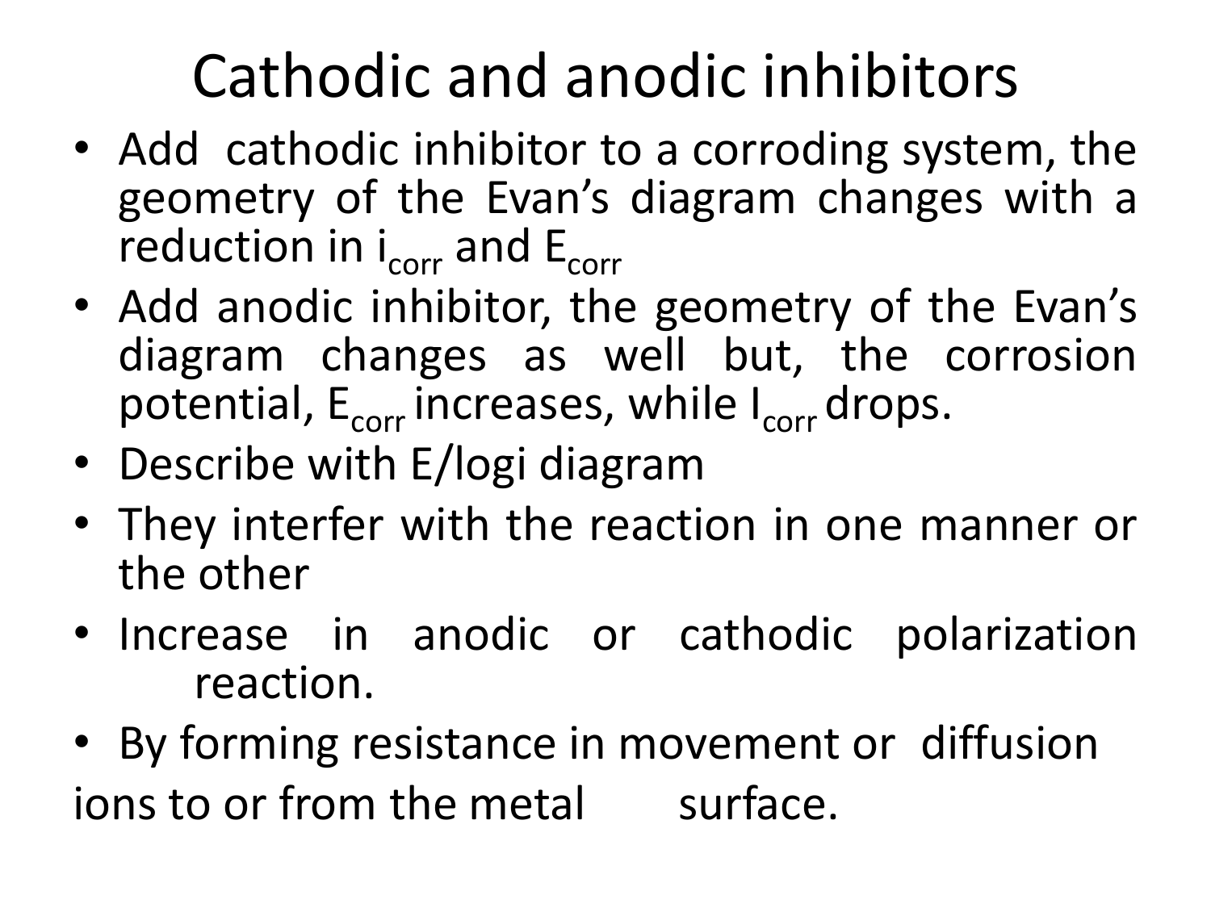# Cathodic and anodic inhibitors

- Add cathodic inhibitor to a corroding system, the geometry of the Evan's diagram changes with a reduction in $i_{corr}$ and $E_{corr}$
- Add anodic inhibitor, the geometry of the Evan's diagram changes as well but, the corrosion potential, $E_{corr}$ increases, while $I_{corr}$ drops.
- Describe with E/logi diagram
- They interfer with the reaction in one manner or the other
- Increase in anodic or cathodic polarization reaction.
- By forming resistance in movement or diffusion

ions to or from the metal surface.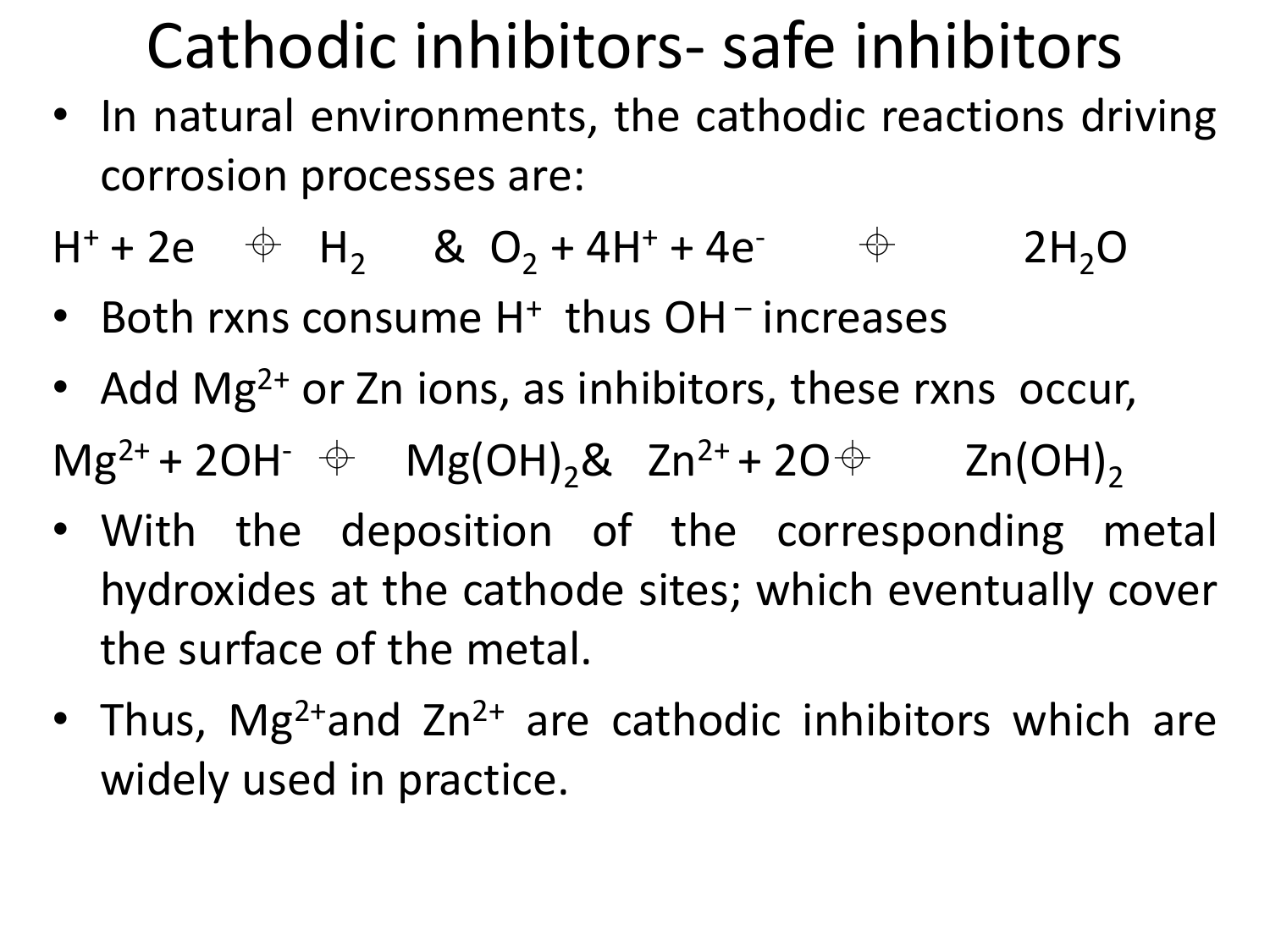# Cathodic inhibitors- safe inhibitors

- In natural environments, the cathodic reactions driving corrosion processes are:

$H^+ + 2e \rightarrow H_2$ & $O_2 + 4H^+ + 4e^- \rightarrow 2H_2O$

- Both rxns consume $H^+$ thus $OH^-$ increases
- Add $Mg^{2+}$ or Zn ions, as inhibitors, these rxns occur,

$Mg^{2+} + 2OH^- \rightarrow Mg(OH)_2$ & $Zn^{2+} + 2O \rightarrow Zn(OH)_2$

- With the deposition of the corresponding metal hydroxides at the cathode sites; which eventually cover the surface of the metal.
- Thus, $Mg^{2+}$ and $Zn^{2+}$ are cathodic inhibitors which are widely used in practice.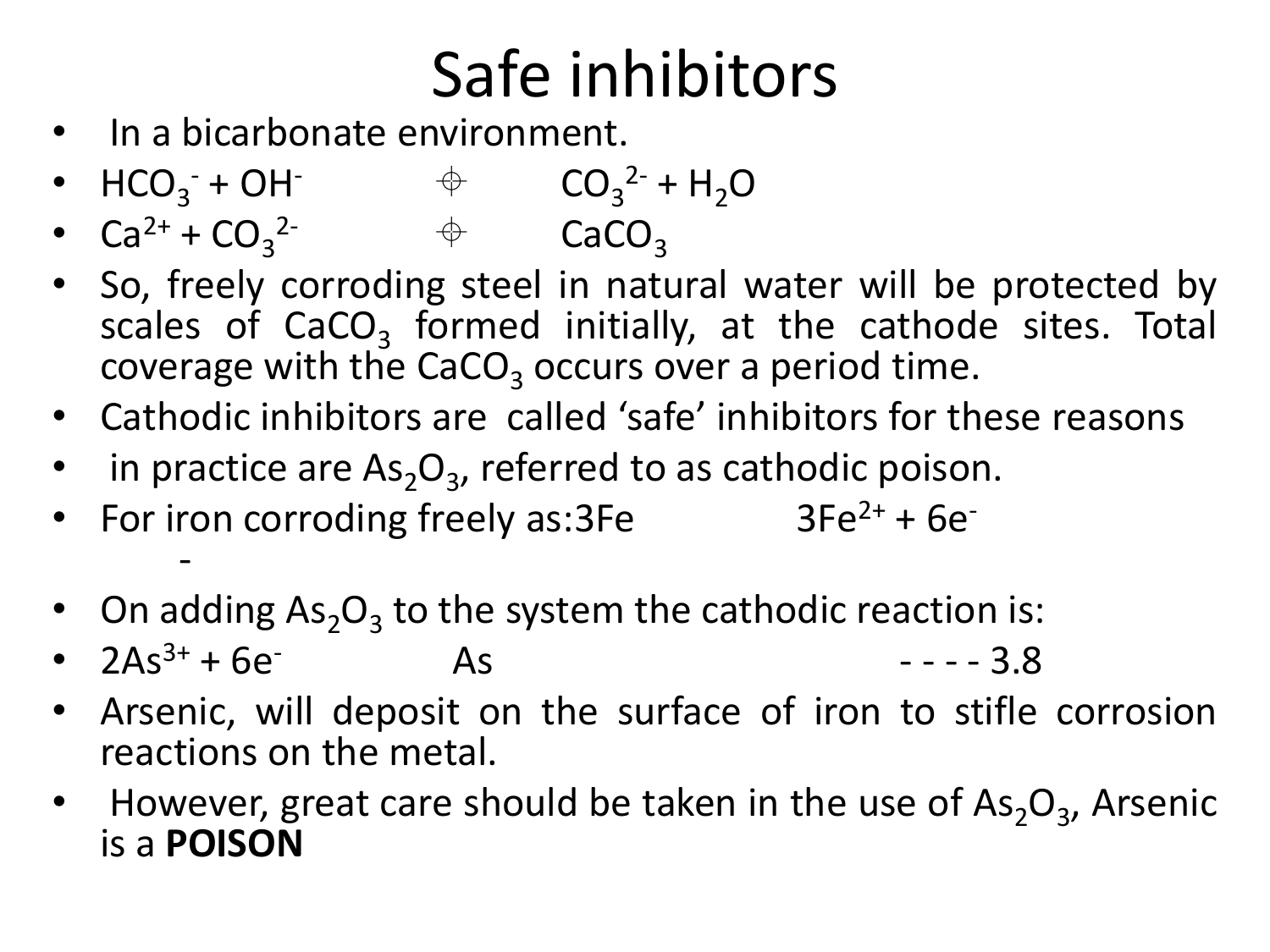# Safe inhibitors

- In a bicarbonate environment.
- $HCO_3^- + OH^-$ ⇌ $CO_3^{2-} + H_2O$
- $Ca^{2+} + CO_3^{2-}$ ⇌ $CaCO_3$
- So, freely corroding steel in natural water will be protected by scales of $CaCO_3$ formed initially, at the cathode sites. Total coverage with the $CaCO_3$ occurs over a period time.
- Cathodic inhibitors are called 'safe' inhibitors for these reasons
- in practice are $As_2O_3$, referred to as cathodic poison.
- For iron corroding freely as: $3Fe$ $3Fe^{2+} + 6e^-$
- On adding $As_2O_3$ to the system the cathodic reaction is:
- $2As^{3+} + 6e^-$ $As$ - - - - 3.8
- Arsenic, will deposit on the surface of iron to stifle corrosion reactions on the metal.
- However, great care should be taken in the use of $As_2O_3$, Arsenic is a **POISON**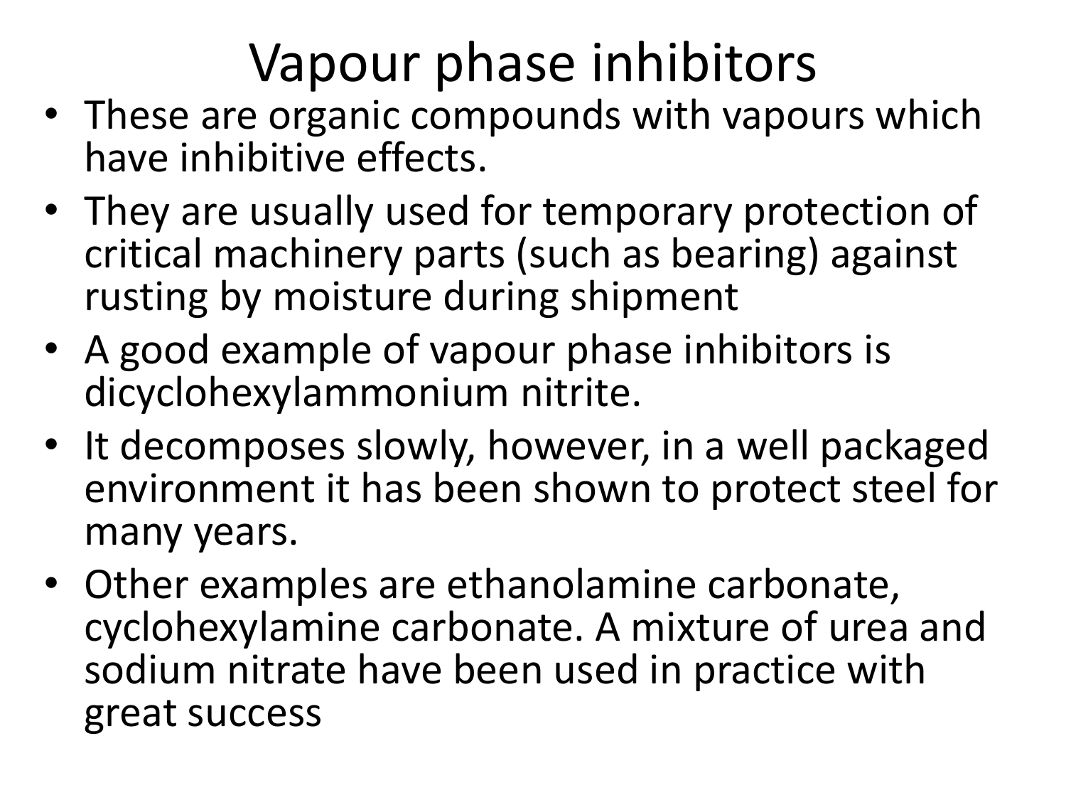# Vapour phase inhibitors

- These are organic compounds with vapours which have inhibitive effects.
- They are usually used for temporary protection of critical machinery parts (such as bearing) against rusting by moisture during shipment
- A good example of vapour phase inhibitors is dicyclohexylammonium nitrite.
- It decomposes slowly, however, in a well packaged environment it has been shown to protect steel for many years.
- Other examples are ethanolamine carbonate, cyclohexylamine carbonate. A mixture of urea and sodium nitrate have been used in practice with great success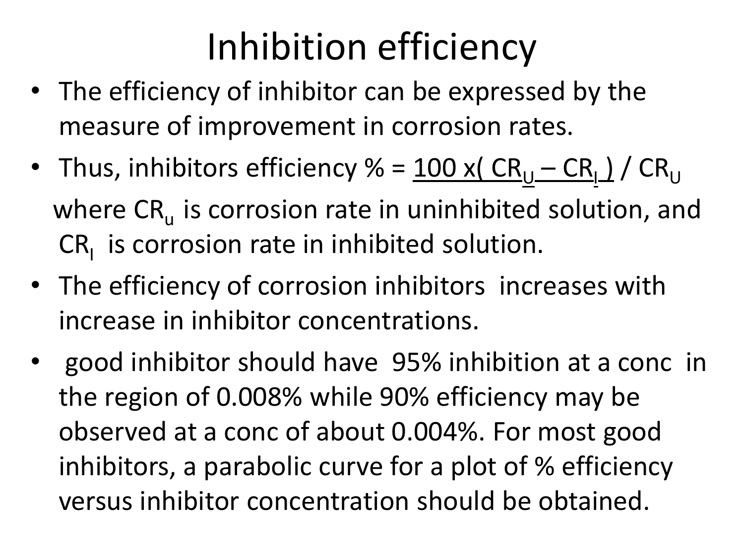# Inhibition efficiency

- The efficiency of inhibitor can be expressed by the measure of improvement in corrosion rates.
- Thus, inhibitors efficiency % = $\underline{100 \times (CR_U - CR_I)} / CR_U$

  where $CR_u$ is corrosion rate in uninhibited solution, and $CR_I$ is corrosion rate in inhibited solution.
- The efficiency of corrosion inhibitors increases with increase in inhibitor concentrations.
- good inhibitor should have 95% inhibition at a conc in the region of 0.008% while 90% efficiency may be observed at a conc of about 0.004%. For most good inhibitors, a parabolic curve for a plot of % efficiency versus inhibitor concentration should be obtained.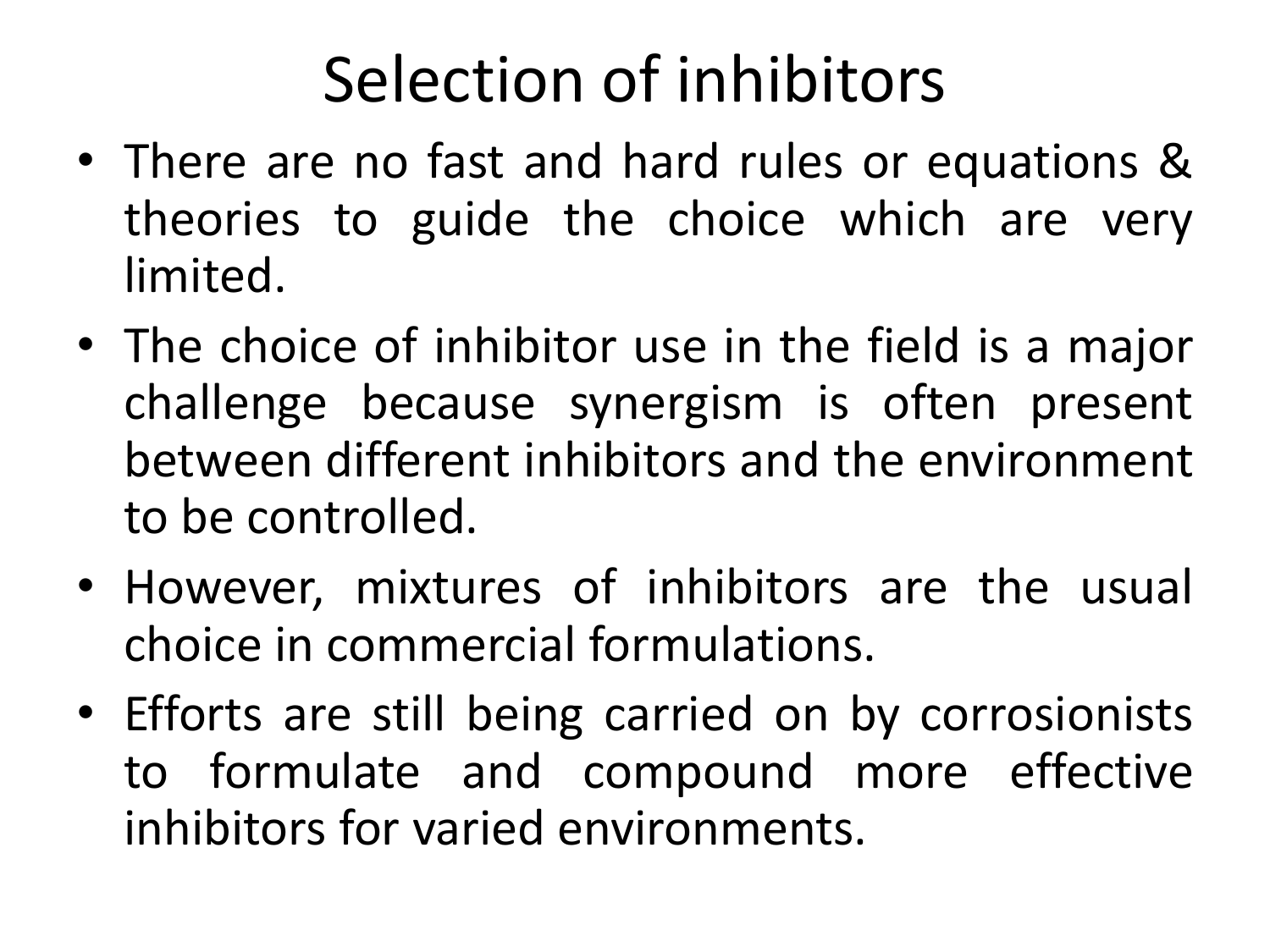# Selection of inhibitors

- There are no fast and hard rules or equations & theories to guide the choice which are very limited.
- The choice of inhibitor use in the field is a major challenge because synergism is often present between different inhibitors and the environment to be controlled.
- However, mixtures of inhibitors are the usual choice in commercial formulations.
- Efforts are still being carried on by corrosionists to formulate and compound more effective inhibitors for varied environments.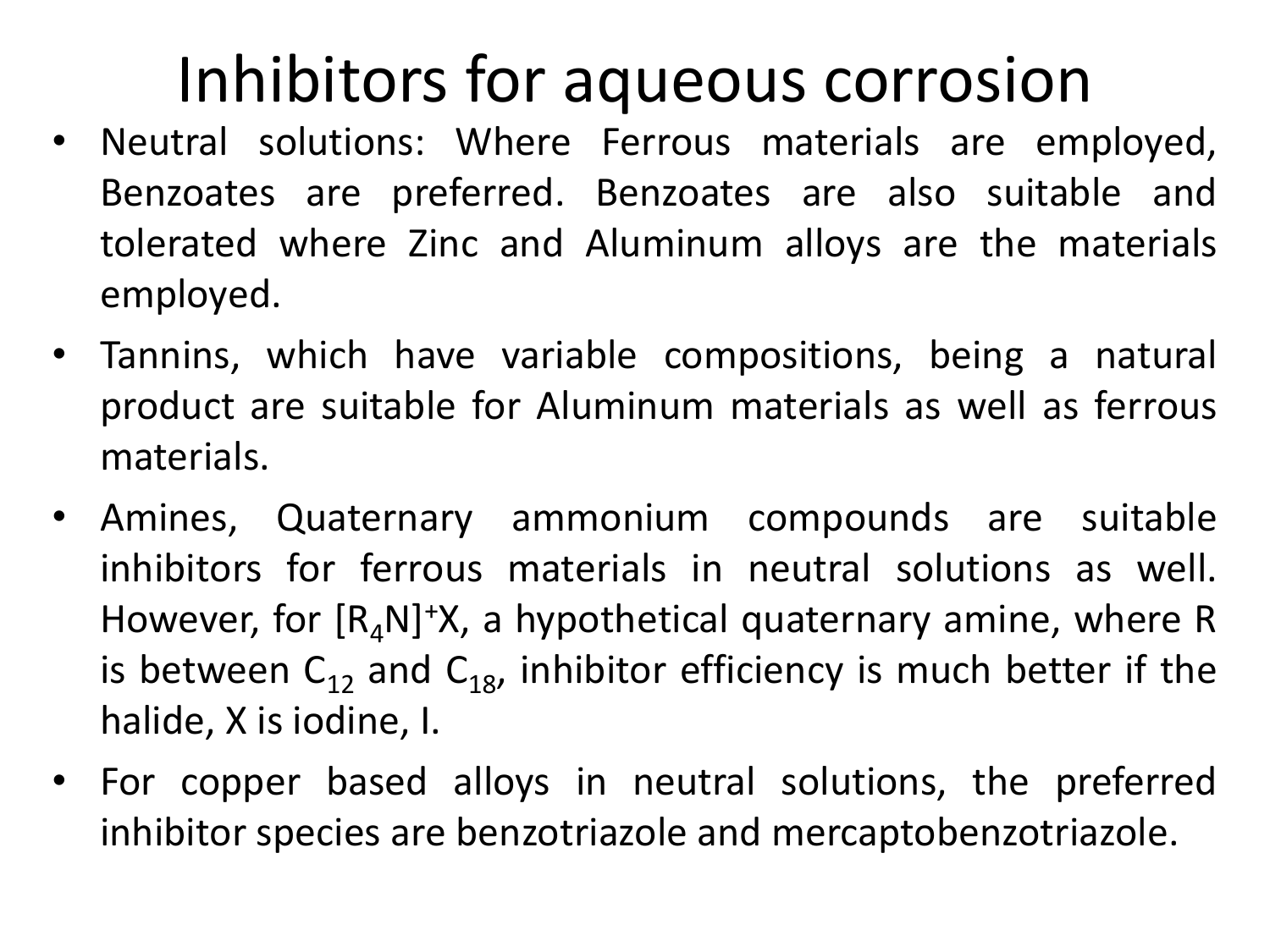# Inhibitors for aqueous corrosion

- Neutral solutions: Where Ferrous materials are employed, Benzoates are preferred. Benzoates are also suitable and tolerated where Zinc and Aluminum alloys are the materials employed.
- Tannins, which have variable compositions, being a natural product are suitable for Aluminum materials as well as ferrous materials.
- Amines, Quaternary ammonium compounds are suitable inhibitors for ferrous materials in neutral solutions as well. However, for $[R_4N]^+X$, a hypothetical quaternary amine, where R is between $C_{12}$ and $C_{18}$, inhibitor efficiency is much better if the halide, X is iodine, I.
- For copper based alloys in neutral solutions, the preferred inhibitor species are benzotriazole and mercaptobenzotriazole.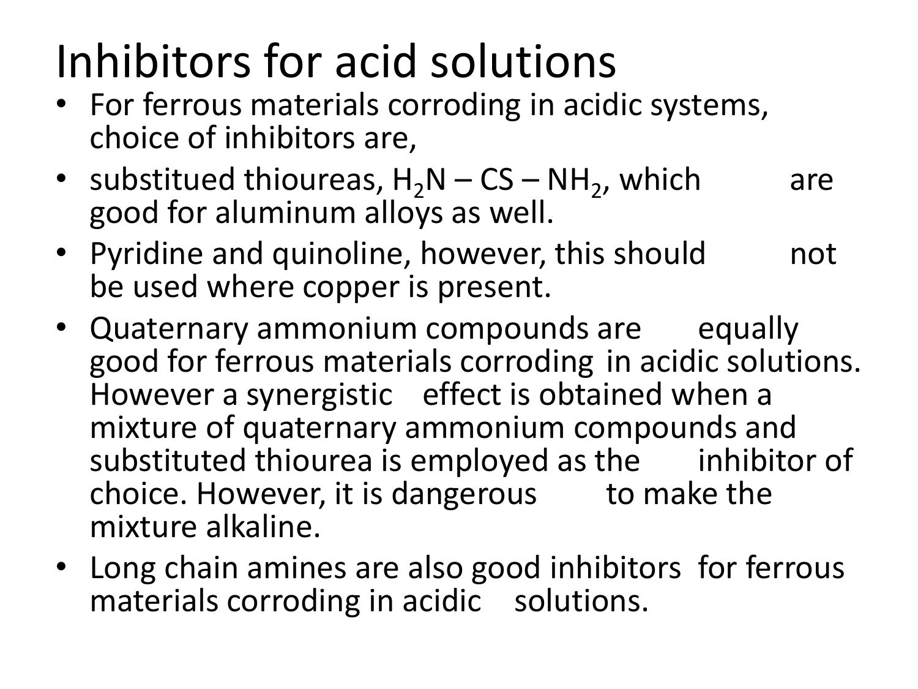# Inhibitors for acid solutions

- For ferrous materials corroding in acidic systems, choice of inhibitors are,
- substitued thioureas, $H_2N – CS – NH_2$, which are good for aluminum alloys as well.
- Pyridine and quinoline, however, this should not be used where copper is present.
- Quaternary ammonium compounds are equally good for ferrous materials corroding in acidic solutions. However a synergistic effect is obtained when a mixture of quaternary ammonium compounds and substituted thiourea is employed as the inhibitor of choice. However, it is dangerous to make the mixture alkaline.
- Long chain amines are also good inhibitors for ferrous materials corroding in acidic solutions.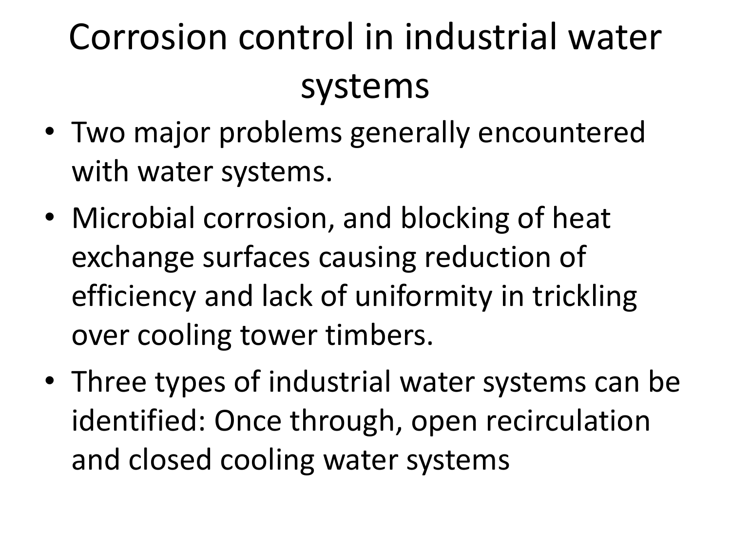# Corrosion control in industrial water systems

- Two major problems generally encountered with water systems.
- Microbial corrosion, and blocking of heat exchange surfaces causing reduction of efficiency and lack of uniformity in trickling over cooling tower timbers.
- Three types of industrial water systems can be identified: Once through, open recirculation and closed cooling water systems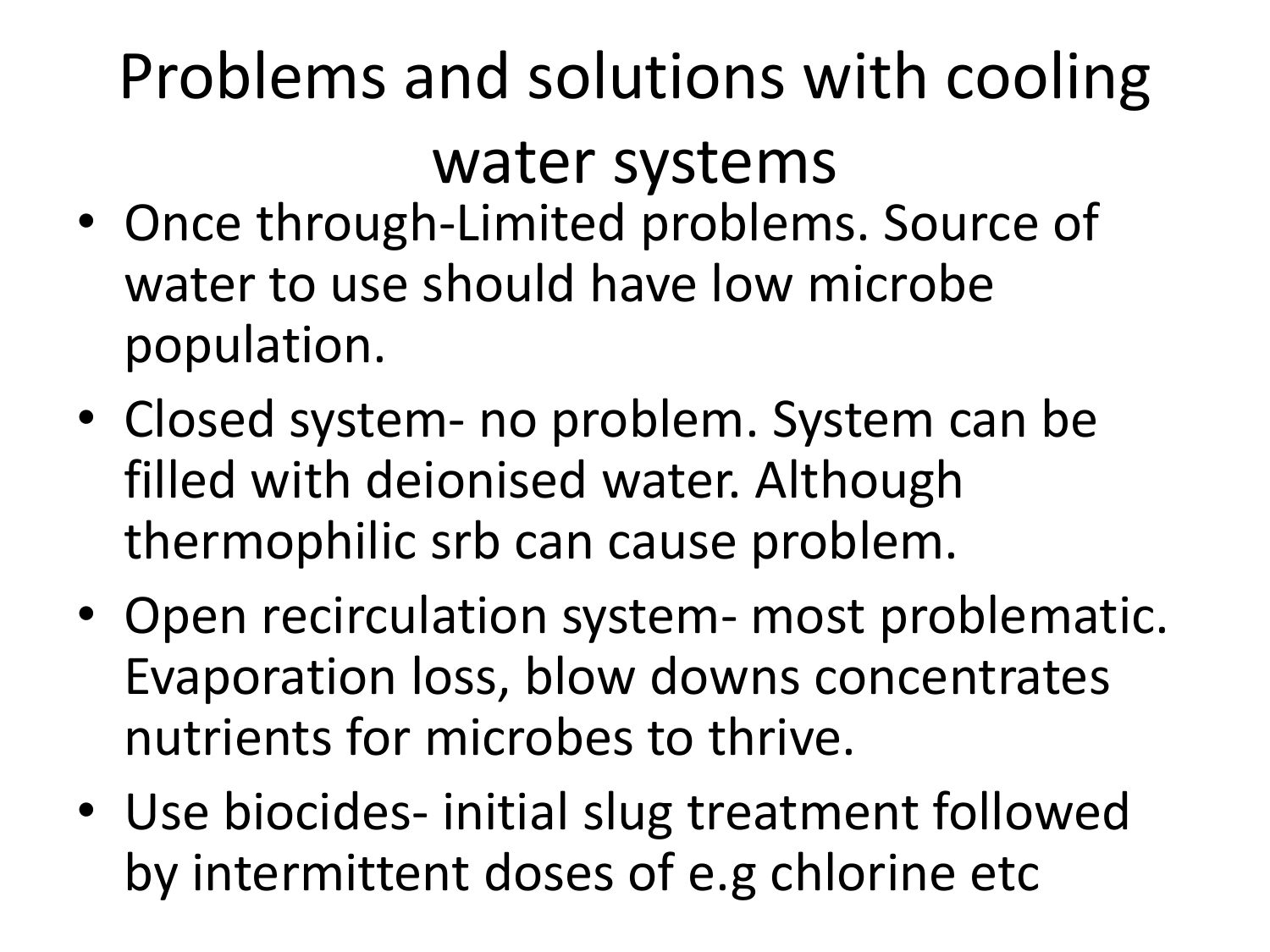# Problems and solutions with cooling water systems

- Once through-Limited problems. Source of water to use should have low microbe population.
- Closed system- no problem. System can be filled with deionised water. Although thermophilic srb can cause problem.
- Open recirculation system- most problematic. Evaporation loss, blow downs concentrates nutrients for microbes to thrive.
- Use biocides- initial slug treatment followed by intermittent doses of e.g chlorine etc